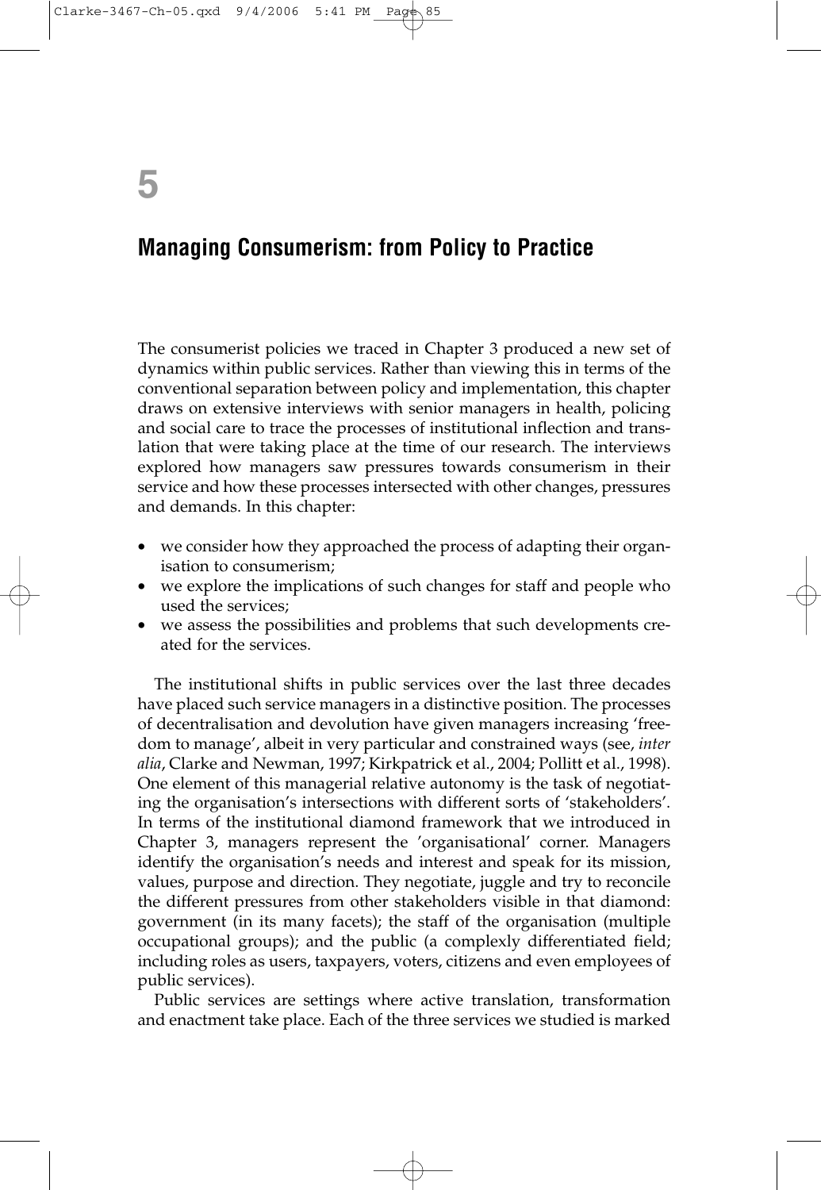# 5

## Managing Consumerism: from Policy to Practice

The consumerist policies we traced in Chapter 3 produced a new set of dynamics within public services. Rather than viewing this in terms of the conventional separation between policy and implementation, this chapter draws on extensive interviews with senior managers in health, policing and social care to trace the processes of institutional inflection and translation that were taking place at the time of our research. The interviews explored how managers saw pressures towards consumerism in their service and how these processes intersected with other changes, pressures and demands. In this chapter:

- we consider how they approached the process of adapting their organisation to consumerism;
- we explore the implications of such changes for staff and people who used the services;
- we assess the possibilities and problems that such developments created for the services.

The institutional shifts in public services over the last three decades have placed such service managers in a distinctive position. The processes of decentralisation and devolution have given managers increasing 'freedom to manage', albeit in very particular and constrained ways (see, *inter alia*, Clarke and Newman, 1997; Kirkpatrick et al., 2004; Pollitt et al., 1998). One element of this managerial relative autonomy is the task of negotiating the organisation's intersections with different sorts of 'stakeholders'. In terms of the institutional diamond framework that we introduced in Chapter 3, managers represent the 'organisational' corner. Managers identify the organisation's needs and interest and speak for its mission, values, purpose and direction. They negotiate, juggle and try to reconcile the different pressures from other stakeholders visible in that diamond: government (in its many facets); the staff of the organisation (multiple occupational groups); and the public (a complexly differentiated field; including roles as users, taxpayers, voters, citizens and even employees of public services).

Public services are settings where active translation, transformation and enactment take place. Each of the three services we studied is marked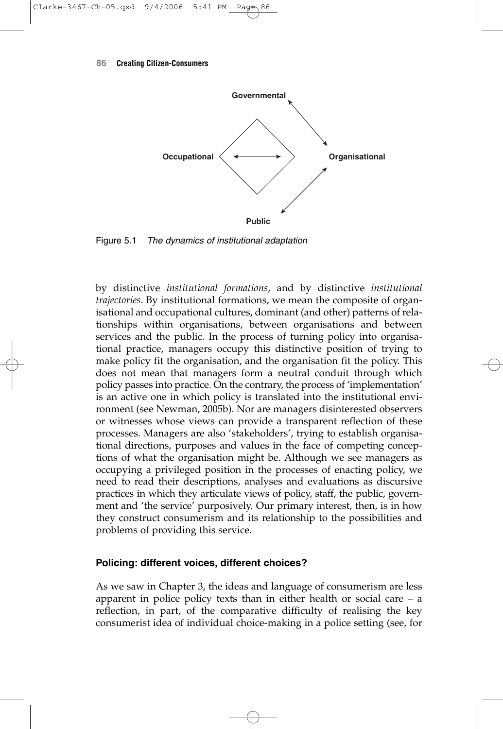Governmental

Occupational ⟷ Organisational

Public

Figure 5.1 *The dynamics of institutional adaptation*

by distinctive *institutional formations*, and by distinctive *institutional trajectories*. By institutional formations, we mean the composite of organisational and occupational cultures, dominant (and other) patterns of relationships within organisations, between organisations and between services and the public. In the process of turning policy into organisational practice, managers occupy this distinctive position of trying to make policy fit the organisation, and the organisation fit the policy. This does not mean that managers form a neutral conduit through which policy passes into practice. On the contrary, the process of 'implementation' is an active one in which policy is translated into the institutional environment (see Newman, 2005b). Nor are managers disinterested observers or witnesses whose views can provide a transparent reflection of these processes. Managers are also 'stakeholders', trying to establish organisational directions, purposes and values in the face of competing conceptions of what the organisation might be. Although we see managers as occupying a privileged position in the processes of enacting policy, we need to read their descriptions, analyses and evaluations as discursive practices in which they articulate views of policy, staff, the public, government and 'the service' purposively. Our primary interest, then, is in how they construct consumerism and its relationship to the possibilities and problems of providing this service.

### Policing: different voices, different choices?

As we saw in Chapter 3, the ideas and language of consumerism are less apparent in police policy texts than in either health or social care – a reflection, in part, of the comparative difficulty of realising the key consumerist idea of individual choice-making in a police setting (see, for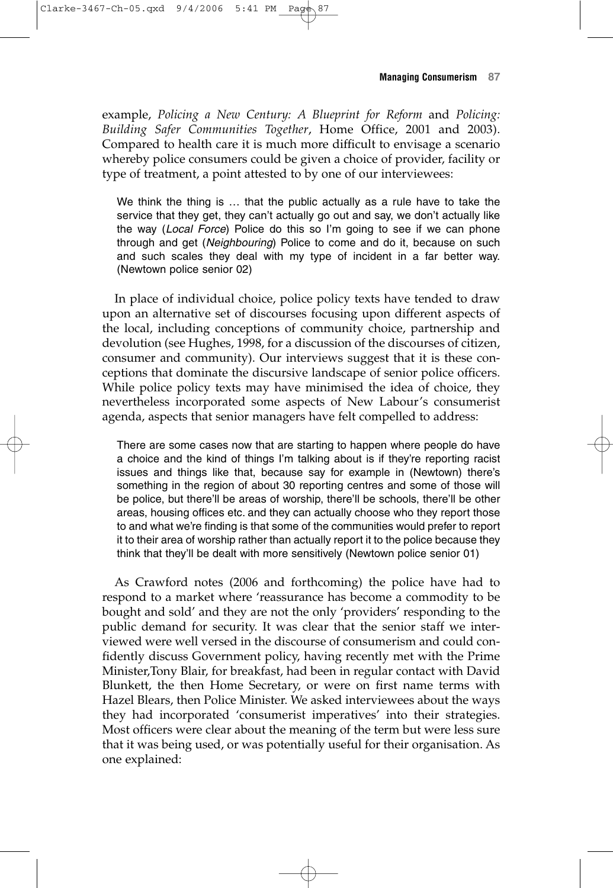example, *Policing a New Century: A Blueprint for Reform* and *Policing: Building Safer Communities Together*, Home Office, 2001 and 2003). Compared to health care it is much more difficult to envisage a scenario whereby police consumers could be given a choice of provider, facility or type of treatment, a point attested to by one of our interviewees:

> We think the thing is … that the public actually as a rule have to take the service that they get, they can't actually go out and say, we don't actually like the way (*Local Force*) Police do this so I'm going to see if we can phone through and get (*Neighbouring*) Police to come and do it, because on such and such scales they deal with my type of incident in a far better way. (Newtown police senior 02)

In place of individual choice, police policy texts have tended to draw upon an alternative set of discourses focusing upon different aspects of the local, including conceptions of community choice, partnership and devolution (see Hughes, 1998, for a discussion of the discourses of citizen, consumer and community). Our interviews suggest that it is these conceptions that dominate the discursive landscape of senior police officers. While police policy texts may have minimised the idea of choice, they nevertheless incorporated some aspects of New Labour's consumerist agenda, aspects that senior managers have felt compelled to address:

> There are some cases now that are starting to happen where people do have a choice and the kind of things I'm talking about is if they're reporting racist issues and things like that, because say for example in (Newtown) there's something in the region of about 30 reporting centres and some of those will be police, but there'll be areas of worship, there'll be schools, there'll be other areas, housing offices etc. and they can actually choose who they report those to and what we're finding is that some of the communities would prefer to report it to their area of worship rather than actually report it to the police because they think that they'll be dealt with more sensitively (Newtown police senior 01)

As Crawford notes (2006 and forthcoming) the police have had to respond to a market where 'reassurance has become a commodity to be bought and sold' and they are not the only 'providers' responding to the public demand for security. It was clear that the senior staff we interviewed were well versed in the discourse of consumerism and could confidently discuss Government policy, having recently met with the Prime Minister,Tony Blair, for breakfast, had been in regular contact with David Blunkett, the then Home Secretary, or were on first name terms with Hazel Blears, then Police Minister. We asked interviewees about the ways they had incorporated 'consumerist imperatives' into their strategies. Most officers were clear about the meaning of the term but were less sure that it was being used, or was potentially useful for their organisation. As one explained: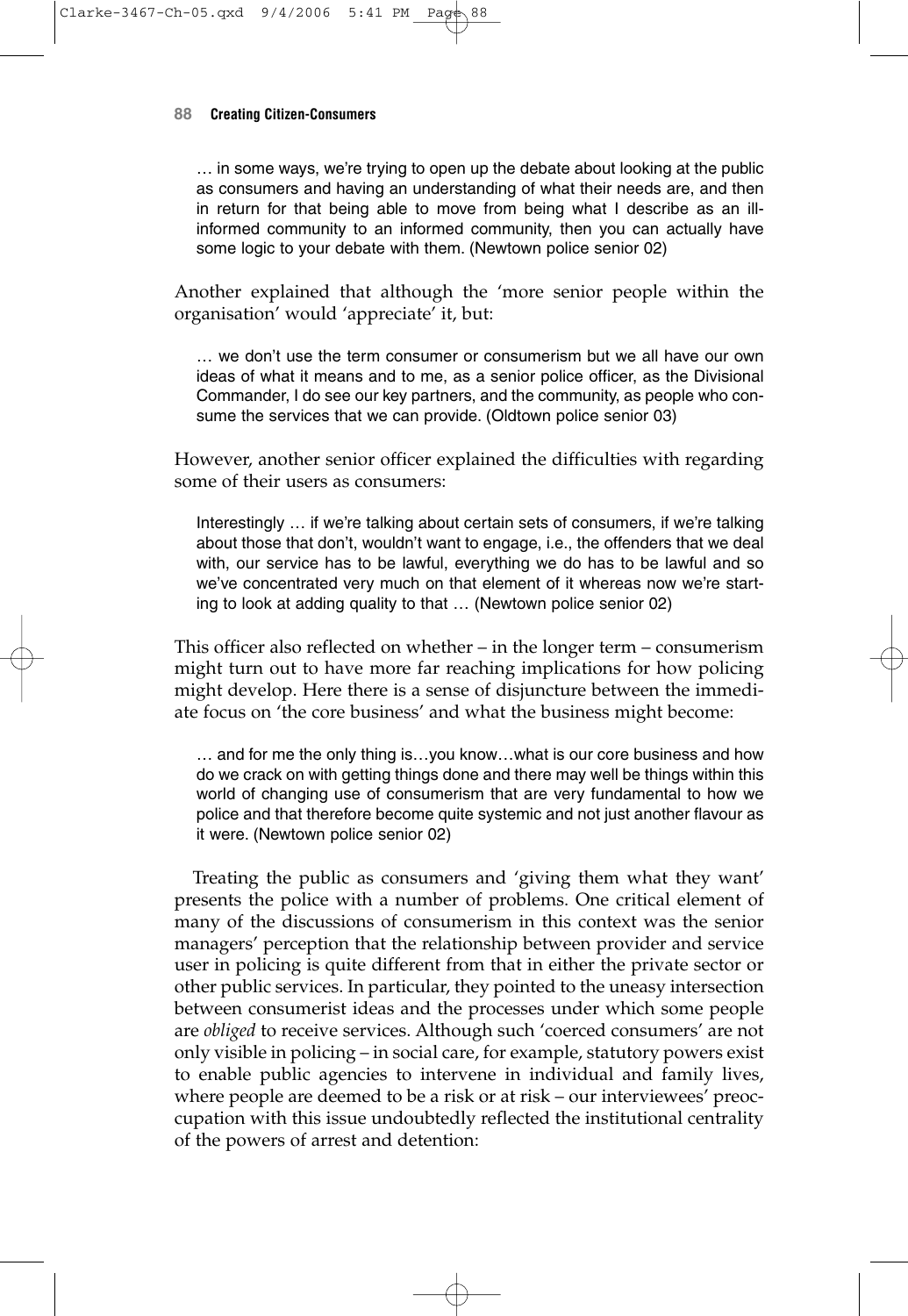> … in some ways, we're trying to open up the debate about looking at the public as consumers and having an understanding of what their needs are, and then in return for that being able to move from being what I describe as an ill-informed community to an informed community, then you can actually have some logic to your debate with them. (Newtown police senior 02)

Another explained that although the 'more senior people within the organisation' would 'appreciate' it, but:

> … we don't use the term consumer or consumerism but we all have our own ideas of what it means and to me, as a senior police officer, as the Divisional Commander, I do see our key partners, and the community, as people who consume the services that we can provide. (Oldtown police senior 03)

However, another senior officer explained the difficulties with regarding some of their users as consumers:

> Interestingly … if we're talking about certain sets of consumers, if we're talking about those that don't, wouldn't want to engage, i.e., the offenders that we deal with, our service has to be lawful, everything we do has to be lawful and so we've concentrated very much on that element of it whereas now we're starting to look at adding quality to that … (Newtown police senior 02)

This officer also reflected on whether – in the longer term – consumerism might turn out to have more far reaching implications for how policing might develop. Here there is a sense of disjuncture between the immediate focus on 'the core business' and what the business might become:

> … and for me the only thing is…you know…what is our core business and how do we crack on with getting things done and there may well be things within this world of changing use of consumerism that are very fundamental to how we police and that therefore become quite systemic and not just another flavour as it were. (Newtown police senior 02)

Treating the public as consumers and 'giving them what they want' presents the police with a number of problems. One critical element of many of the discussions of consumerism in this context was the senior managers' perception that the relationship between provider and service user in policing is quite different from that in either the private sector or other public services. In particular, they pointed to the uneasy intersection between consumerist ideas and the processes under which some people are *obliged* to receive services. Although such 'coerced consumers' are not only visible in policing – in social care, for example, statutory powers exist to enable public agencies to intervene in individual and family lives, where people are deemed to be a risk or at risk – our interviewees' preoccupation with this issue undoubtedly reflected the institutional centrality of the powers of arrest and detention: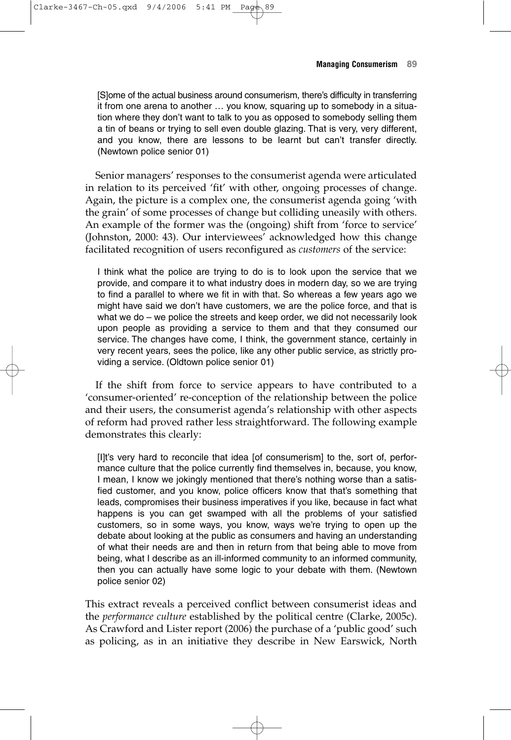> [S]ome of the actual business around consumerism, there's difficulty in transferring it from one arena to another … you know, squaring up to somebody in a situation where they don't want to talk to you as opposed to somebody selling them a tin of beans or trying to sell even double glazing. That is very, very different, and you know, there are lessons to be learnt but can't transfer directly. (Newtown police senior 01)

Senior managers' responses to the consumerist agenda were articulated in relation to its perceived 'fit' with other, ongoing processes of change. Again, the picture is a complex one, the consumerist agenda going 'with the grain' of some processes of change but colliding uneasily with others. An example of the former was the (ongoing) shift from 'force to service' (Johnston, 2000: 43). Our interviewees' acknowledged how this change facilitated recognition of users reconfigured as *customers* of the service:

> I think what the police are trying to do is to look upon the service that we provide, and compare it to what industry does in modern day, so we are trying to find a parallel to where we fit in with that. So whereas a few years ago we might have said we don't have customers, we are the police force, and that is what we do – we police the streets and keep order, we did not necessarily look upon people as providing a service to them and that they consumed our service. The changes have come, I think, the government stance, certainly in very recent years, sees the police, like any other public service, as strictly providing a service. (Oldtown police senior 01)

If the shift from force to service appears to have contributed to a 'consumer-oriented' re-conception of the relationship between the police and their users, the consumerist agenda's relationship with other aspects of reform had proved rather less straightforward. The following example demonstrates this clearly:

> [I]t's very hard to reconcile that idea [of consumerism] to the, sort of, performance culture that the police currently find themselves in, because, you know, I mean, I know we jokingly mentioned that there's nothing worse than a satisfied customer, and you know, police officers know that that's something that leads, compromises their business imperatives if you like, because in fact what happens is you can get swamped with all the problems of your satisfied customers, so in some ways, you know, ways we're trying to open up the debate about looking at the public as consumers and having an understanding of what their needs are and then in return from that being able to move from being, what I describe as an ill-informed community to an informed community, then you can actually have some logic to your debate with them. (Newtown police senior 02)

This extract reveals a perceived conflict between consumerist ideas and the *performance culture* established by the political centre (Clarke, 2005c). As Crawford and Lister report (2006) the purchase of a 'public good' such as policing, as in an initiative they describe in New Earswick, North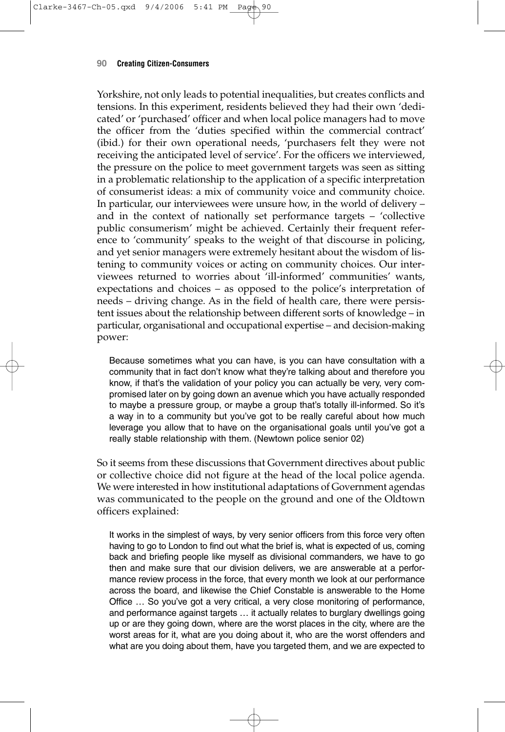Yorkshire, not only leads to potential inequalities, but creates conflicts and tensions. In this experiment, residents believed they had their own 'dedicated' or 'purchased' officer and when local police managers had to move the officer from the 'duties specified within the commercial contract' (ibid.) for their own operational needs, 'purchasers felt they were not receiving the anticipated level of service'. For the officers we interviewed, the pressure on the police to meet government targets was seen as sitting in a problematic relationship to the application of a specific interpretation of consumerist ideas: a mix of community voice and community choice. In particular, our interviewees were unsure how, in the world of delivery – and in the context of nationally set performance targets – 'collective public consumerism' might be achieved. Certainly their frequent reference to 'community' speaks to the weight of that discourse in policing, and yet senior managers were extremely hesitant about the wisdom of listening to community voices or acting on community choices. Our interviewees returned to worries about 'ill-informed' communities' wants, expectations and choices – as opposed to the police's interpretation of needs – driving change. As in the field of health care, there were persistent issues about the relationship between different sorts of knowledge – in particular, organisational and occupational expertise – and decision-making power:

> Because sometimes what you can have, is you can have consultation with a community that in fact don't know what they're talking about and therefore you know, if that's the validation of your policy you can actually be very, very compromised later on by going down an avenue which you have actually responded to maybe a pressure group, or maybe a group that's totally ill-informed. So it's a way in to a community but you've got to be really careful about how much leverage you allow that to have on the organisational goals until you've got a really stable relationship with them. (Newtown police senior 02)

So it seems from these discussions that Government directives about public or collective choice did not figure at the head of the local police agenda. We were interested in how institutional adaptations of Government agendas was communicated to the people on the ground and one of the Oldtown officers explained:

> It works in the simplest of ways, by very senior officers from this force very often having to go to London to find out what the brief is, what is expected of us, coming back and briefing people like myself as divisional commanders, we have to go then and make sure that our division delivers, we are answerable at a performance review process in the force, that every month we look at our performance across the board, and likewise the Chief Constable is answerable to the Home Office … So you've got a very critical, a very close monitoring of performance, and performance against targets … it actually relates to burglary dwellings going up or are they going down, where are the worst places in the city, where are the worst areas for it, what are you doing about it, who are the worst offenders and what are you doing about them, have you targeted them, and we are expected to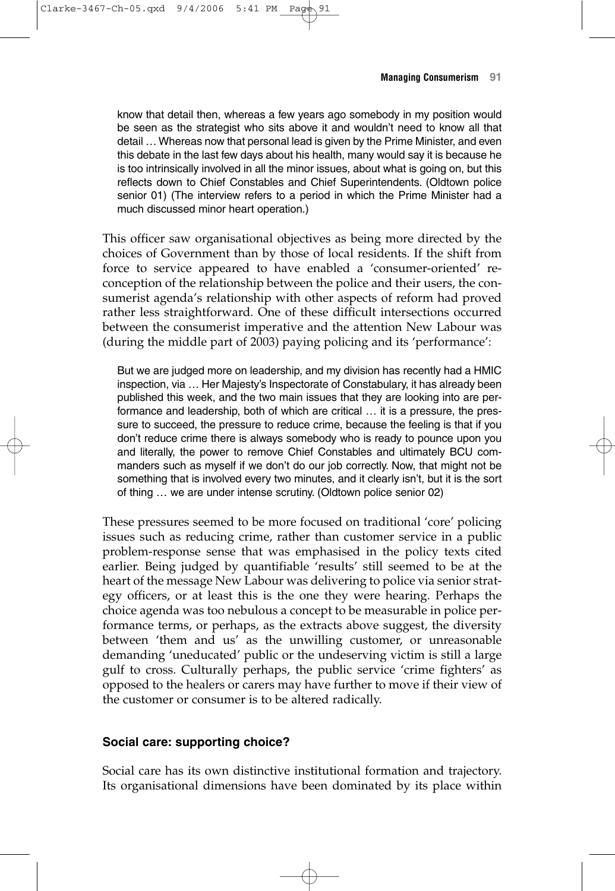> know that detail then, whereas a few years ago somebody in my position would be seen as the strategist who sits above it and wouldn't need to know all that detail … Whereas now that personal lead is given by the Prime Minister, and even this debate in the last few days about his health, many would say it is because he is too intrinsically involved in all the minor issues, about what is going on, but this reflects down to Chief Constables and Chief Superintendents. (Oldtown police senior 01) (The interview refers to a period in which the Prime Minister had a much discussed minor heart operation.)

This officer saw organisational objectives as being more directed by the choices of Government than by those of local residents. If the shift from force to service appeared to have enabled a 'consumer-oriented' re-conception of the relationship between the police and their users, the consumerist agenda's relationship with other aspects of reform had proved rather less straightforward. One of these difficult intersections occurred between the consumerist imperative and the attention New Labour was (during the middle part of 2003) paying policing and its 'performance':

> But we are judged more on leadership, and my division has recently had a HMIC inspection, via … Her Majesty's Inspectorate of Constabulary, it has already been published this week, and the two main issues that they are looking into are performance and leadership, both of which are critical … it is a pressure, the pressure to succeed, the pressure to reduce crime, because the feeling is that if you don't reduce crime there is always somebody who is ready to pounce upon you and literally, the power to remove Chief Constables and ultimately BCU commanders such as myself if we don't do our job correctly. Now, that might not be something that is involved every two minutes, and it clearly isn't, but it is the sort of thing … we are under intense scrutiny. (Oldtown police senior 02)

These pressures seemed to be more focused on traditional 'core' policing issues such as reducing crime, rather than customer service in a public problem-response sense that was emphasised in the policy texts cited earlier. Being judged by quantifiable 'results' still seemed to be at the heart of the message New Labour was delivering to police via senior strategy officers, or at least this is the one they were hearing. Perhaps the choice agenda was too nebulous a concept to be measurable in police performance terms, or perhaps, as the extracts above suggest, the diversity between 'them and us' as the unwilling customer, or unreasonable demanding 'uneducated' public or the undeserving victim is still a large gulf to cross. Culturally perhaps, the public service 'crime fighters' as opposed to the healers or carers may have further to move if their view of the customer or consumer is to be altered radically.

### Social care: supporting choice?

Social care has its own distinctive institutional formation and trajectory. Its organisational dimensions have been dominated by its place within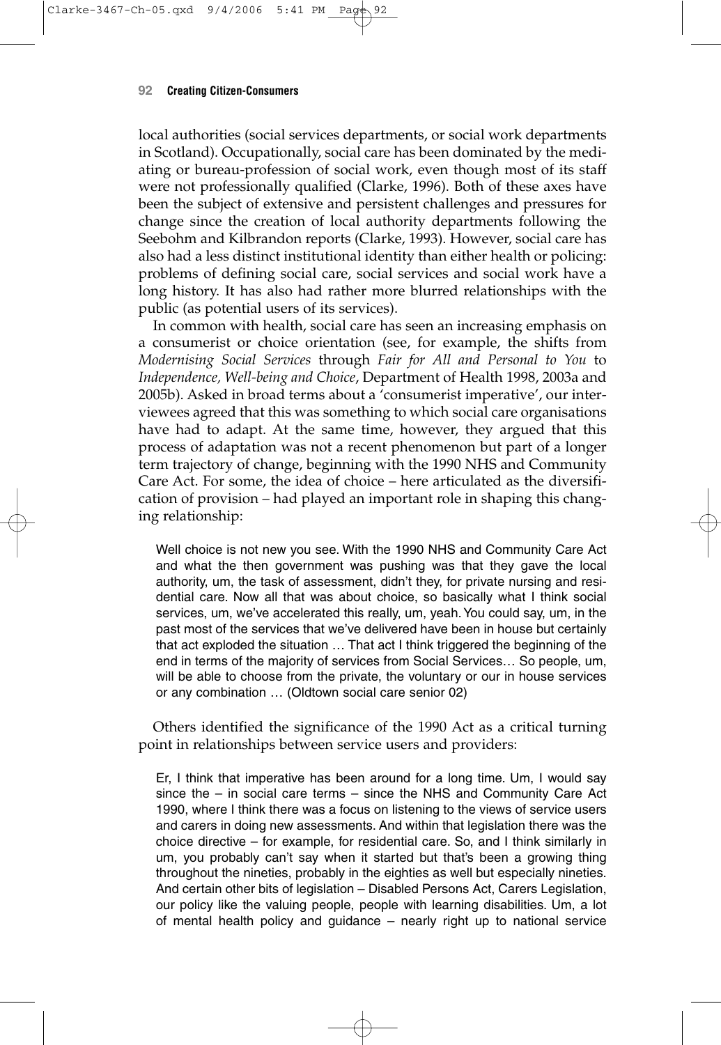local authorities (social services departments, or social work departments in Scotland). Occupationally, social care has been dominated by the mediating or bureau-profession of social work, even though most of its staff were not professionally qualified (Clarke, 1996). Both of these axes have been the subject of extensive and persistent challenges and pressures for change since the creation of local authority departments following the Seebohm and Kilbrandon reports (Clarke, 1993). However, social care has also had a less distinct institutional identity than either health or policing: problems of defining social care, social services and social work have a long history. It has also had rather more blurred relationships with the public (as potential users of its services).

In common with health, social care has seen an increasing emphasis on a consumerist or choice orientation (see, for example, the shifts from *Modernising Social Services* through *Fair for All and Personal to You* to *Independence, Well-being and Choice*, Department of Health 1998, 2003a and 2005b). Asked in broad terms about a 'consumerist imperative', our interviewees agreed that this was something to which social care organisations have had to adapt. At the same time, however, they argued that this process of adaptation was not a recent phenomenon but part of a longer term trajectory of change, beginning with the 1990 NHS and Community Care Act. For some, the idea of choice – here articulated as the diversification of provision – had played an important role in shaping this changing relationship:

> Well choice is not new you see. With the 1990 NHS and Community Care Act and what the then government was pushing was that they gave the local authority, um, the task of assessment, didn't they, for private nursing and residential care. Now all that was about choice, so basically what I think social services, um, we've accelerated this really, um, yeah. You could say, um, in the past most of the services that we've delivered have been in house but certainly that act exploded the situation … That act I think triggered the beginning of the end in terms of the majority of services from Social Services… So people, um, will be able to choose from the private, the voluntary or our in house services or any combination … (Oldtown social care senior 02)

Others identified the significance of the 1990 Act as a critical turning point in relationships between service users and providers:

> Er, I think that imperative has been around for a long time. Um, I would say since the – in social care terms – since the NHS and Community Care Act 1990, where I think there was a focus on listening to the views of service users and carers in doing new assessments. And within that legislation there was the choice directive – for example, for residential care. So, and I think similarly in um, you probably can't say when it started but that's been a growing thing throughout the nineties, probably in the eighties as well but especially nineties. And certain other bits of legislation – Disabled Persons Act, Carers Legislation, our policy like the valuing people, people with learning disabilities. Um, a lot of mental health policy and guidance – nearly right up to national service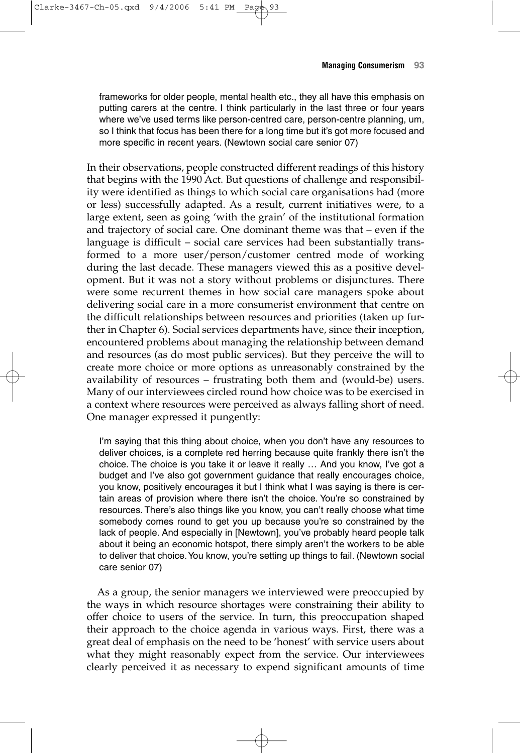> frameworks for older people, mental health etc., they all have this emphasis on putting carers at the centre. I think particularly in the last three or four years where we've used terms like person-centred care, person-centre planning, um, so I think that focus has been there for a long time but it's got more focused and more specific in recent years. (Newtown social care senior 07)

In their observations, people constructed different readings of this history that begins with the 1990 Act. But questions of challenge and responsibility were identified as things to which social care organisations had (more or less) successfully adapted. As a result, current initiatives were, to a large extent, seen as going 'with the grain' of the institutional formation and trajectory of social care. One dominant theme was that – even if the language is difficult – social care services had been substantially transformed to a more user/person/customer centred mode of working during the last decade. These managers viewed this as a positive development. But it was not a story without problems or disjunctures. There were some recurrent themes in how social care managers spoke about delivering social care in a more consumerist environment that centre on the difficult relationships between resources and priorities (taken up further in Chapter 6). Social services departments have, since their inception, encountered problems about managing the relationship between demand and resources (as do most public services). But they perceive the will to create more choice or more options as unreasonably constrained by the availability of resources – frustrating both them and (would-be) users. Many of our interviewees circled round how choice was to be exercised in a context where resources were perceived as always falling short of need. One manager expressed it pungently:

> I'm saying that this thing about choice, when you don't have any resources to deliver choices, is a complete red herring because quite frankly there isn't the choice. The choice is you take it or leave it really … And you know, I've got a budget and I've also got government guidance that really encourages choice, you know, positively encourages it but I think what I was saying is there is certain areas of provision where there isn't the choice. You're so constrained by resources. There's also things like you know, you can't really choose what time somebody comes round to get you up because you're so constrained by the lack of people. And especially in [Newtown], you've probably heard people talk about it being an economic hotspot, there simply aren't the workers to be able to deliver that choice. You know, you're setting up things to fail. (Newtown social care senior 07)

As a group, the senior managers we interviewed were preoccupied by the ways in which resource shortages were constraining their ability to offer choice to users of the service. In turn, this preoccupation shaped their approach to the choice agenda in various ways. First, there was a great deal of emphasis on the need to be 'honest' with service users about what they might reasonably expect from the service. Our interviewees clearly perceived it as necessary to expend significant amounts of time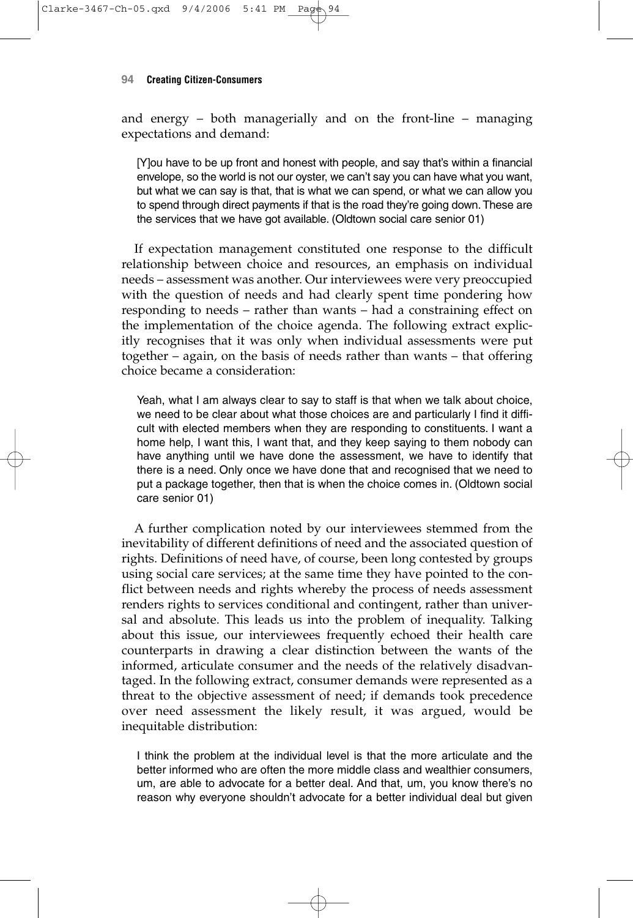and energy – both managerially and on the front-line – managing expectations and demand:

> [Y]ou have to be up front and honest with people, and say that's within a financial envelope, so the world is not our oyster, we can't say you can have what you want, but what we can say is that, that is what we can spend, or what we can allow you to spend through direct payments if that is the road they're going down. These are the services that we have got available. (Oldtown social care senior 01)

If expectation management constituted one response to the difficult relationship between choice and resources, an emphasis on individual needs – assessment was another. Our interviewees were very preoccupied with the question of needs and had clearly spent time pondering how responding to needs – rather than wants – had a constraining effect on the implementation of the choice agenda. The following extract explicitly recognises that it was only when individual assessments were put together – again, on the basis of needs rather than wants – that offering choice became a consideration:

> Yeah, what I am always clear to say to staff is that when we talk about choice, we need to be clear about what those choices are and particularly I find it difficult with elected members when they are responding to constituents. I want a home help, I want this, I want that, and they keep saying to them nobody can have anything until we have done the assessment, we have to identify that there is a need. Only once we have done that and recognised that we need to put a package together, then that is when the choice comes in. (Oldtown social care senior 01)

A further complication noted by our interviewees stemmed from the inevitability of different definitions of need and the associated question of rights. Definitions of need have, of course, been long contested by groups using social care services; at the same time they have pointed to the conflict between needs and rights whereby the process of needs assessment renders rights to services conditional and contingent, rather than universal and absolute. This leads us into the problem of inequality. Talking about this issue, our interviewees frequently echoed their health care counterparts in drawing a clear distinction between the wants of the informed, articulate consumer and the needs of the relatively disadvantaged. In the following extract, consumer demands were represented as a threat to the objective assessment of need; if demands took precedence over need assessment the likely result, it was argued, would be inequitable distribution:

> I think the problem at the individual level is that the more articulate and the better informed who are often the more middle class and wealthier consumers, um, are able to advocate for a better deal. And that, um, you know there's no reason why everyone shouldn't advocate for a better individual deal but given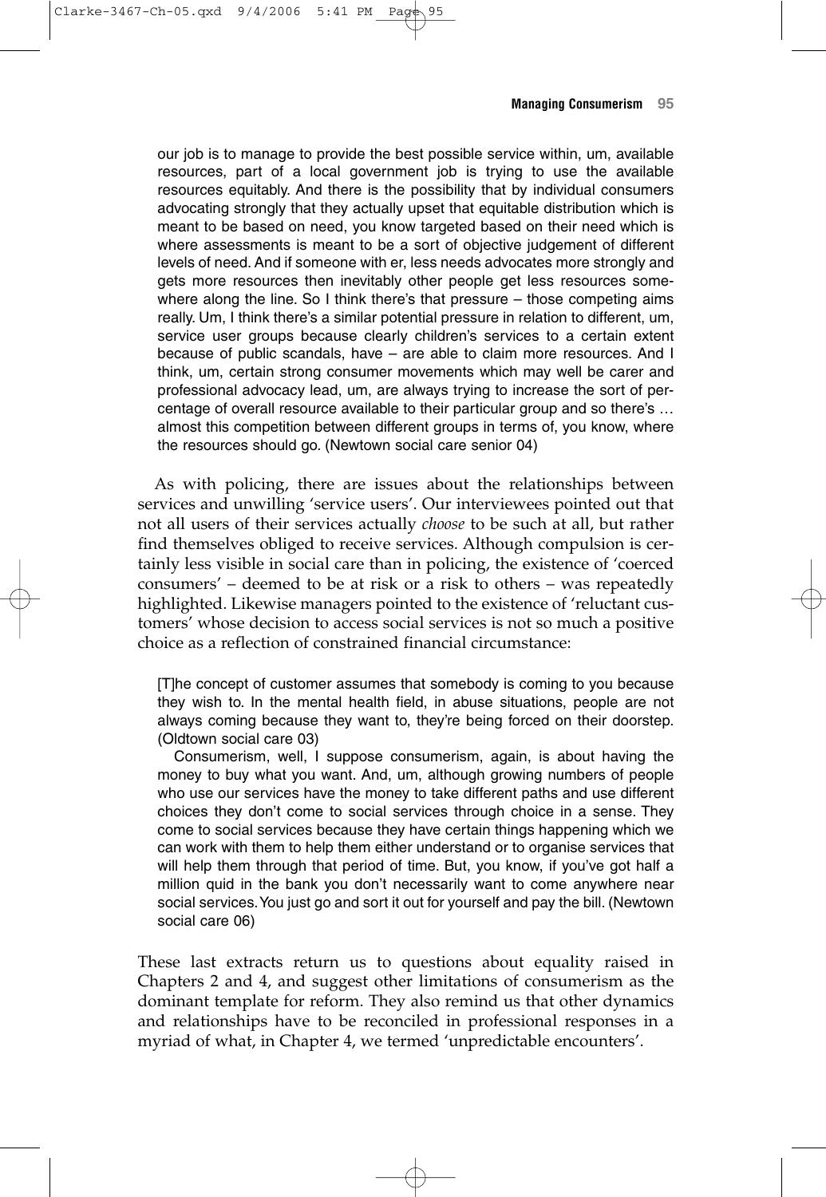> our job is to manage to provide the best possible service within, um, available resources, part of a local government job is trying to use the available resources equitably. And there is the possibility that by individual consumers advocating strongly that they actually upset that equitable distribution which is meant to be based on need, you know targeted based on their need which is where assessments is meant to be a sort of objective judgement of different levels of need. And if someone with er, less needs advocates more strongly and gets more resources then inevitably other people get less resources somewhere along the line. So I think there's that pressure – those competing aims really. Um, I think there's a similar potential pressure in relation to different, um, service user groups because clearly children's services to a certain extent because of public scandals, have – are able to claim more resources. And I think, um, certain strong consumer movements which may well be carer and professional advocacy lead, um, are always trying to increase the sort of percentage of overall resource available to their particular group and so there's … almost this competition between different groups in terms of, you know, where the resources should go. (Newtown social care senior 04)

As with policing, there are issues about the relationships between services and unwilling 'service users'. Our interviewees pointed out that not all users of their services actually *choose* to be such at all, but rather find themselves obliged to receive services. Although compulsion is certainly less visible in social care than in policing, the existence of 'coerced consumers' – deemed to be at risk or a risk to others – was repeatedly highlighted. Likewise managers pointed to the existence of 'reluctant customers' whose decision to access social services is not so much a positive choice as a reflection of constrained financial circumstance:

> [T]he concept of customer assumes that somebody is coming to you because they wish to. In the mental health field, in abuse situations, people are not always coming because they want to, they're being forced on their doorstep. (Oldtown social care 03)
>
> Consumerism, well, I suppose consumerism, again, is about having the money to buy what you want. And, um, although growing numbers of people who use our services have the money to take different paths and use different choices they don't come to social services through choice in a sense. They come to social services because they have certain things happening which we can work with them to help them either understand or to organise services that will help them through that period of time. But, you know, if you've got half a million quid in the bank you don't necessarily want to come anywhere near social services. You just go and sort it out for yourself and pay the bill. (Newtown social care 06)

These last extracts return us to questions about equality raised in Chapters 2 and 4, and suggest other limitations of consumerism as the dominant template for reform. They also remind us that other dynamics and relationships have to be reconciled in professional responses in a myriad of what, in Chapter 4, we termed 'unpredictable encounters'.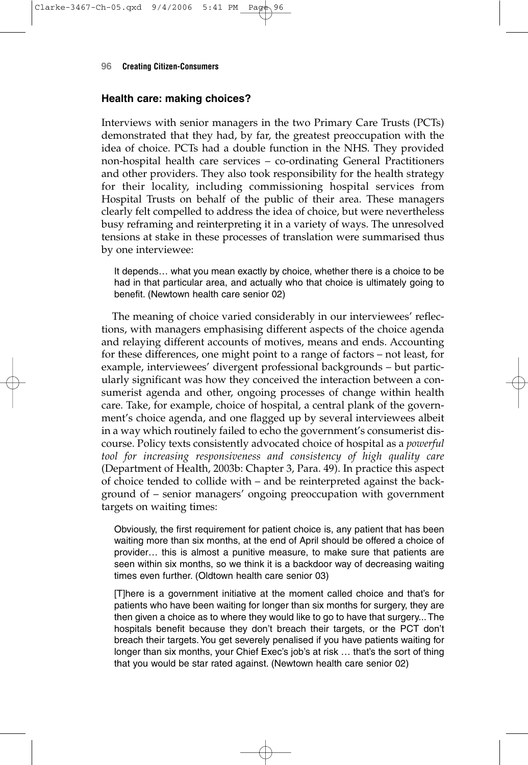### Health care: making choices?

Interviews with senior managers in the two Primary Care Trusts (PCTs) demonstrated that they had, by far, the greatest preoccupation with the idea of choice. PCTs had a double function in the NHS. They provided non-hospital health care services – co-ordinating General Practitioners and other providers. They also took responsibility for the health strategy for their locality, including commissioning hospital services from Hospital Trusts on behalf of the public of their area. These managers clearly felt compelled to address the idea of choice, but were nevertheless busy reframing and reinterpreting it in a variety of ways. The unresolved tensions at stake in these processes of translation were summarised thus by one interviewee:

> It depends… what you mean exactly by choice, whether there is a choice to be had in that particular area, and actually who that choice is ultimately going to benefit. (Newtown health care senior 02)

The meaning of choice varied considerably in our interviewees' reflections, with managers emphasising different aspects of the choice agenda and relaying different accounts of motives, means and ends. Accounting for these differences, one might point to a range of factors – not least, for example, interviewees' divergent professional backgrounds – but particularly significant was how they conceived the interaction between a consumerist agenda and other, ongoing processes of change within health care. Take, for example, choice of hospital, a central plank of the government's choice agenda, and one flagged up by several interviewees albeit in a way which routinely failed to echo the government's consumerist discourse. Policy texts consistently advocated choice of hospital as a *powerful tool for increasing responsiveness and consistency of high quality care* (Department of Health, 2003b: Chapter 3, Para. 49). In practice this aspect of choice tended to collide with – and be reinterpreted against the background of – senior managers' ongoing preoccupation with government targets on waiting times:

> Obviously, the first requirement for patient choice is, any patient that has been waiting more than six months, at the end of April should be offered a choice of provider… this is almost a punitive measure, to make sure that patients are seen within six months, so we think it is a backdoor way of decreasing waiting times even further. (Oldtown health care senior 03)

> [T]here is a government initiative at the moment called choice and that's for patients who have been waiting for longer than six months for surgery, they are then given a choice as to where they would like to go to have that surgery... The hospitals benefit because they don't breach their targets, or the PCT don't breach their targets. You get severely penalised if you have patients waiting for longer than six months, your Chief Exec's job's at risk … that's the sort of thing that you would be star rated against. (Newtown health care senior 02)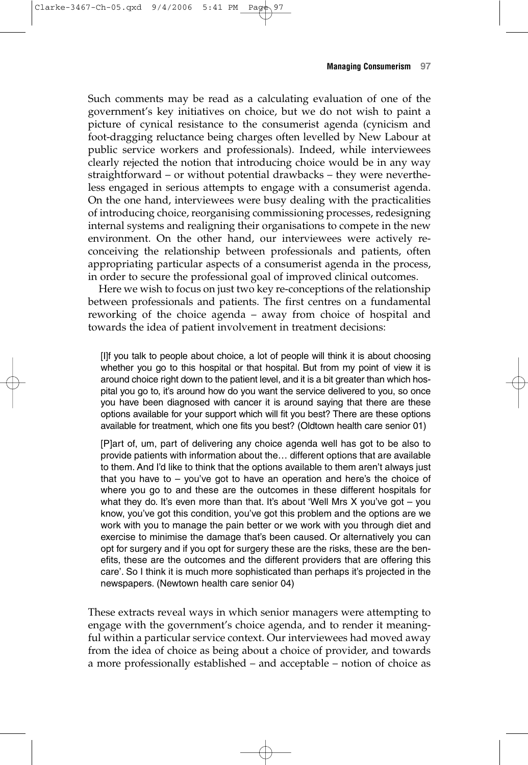Such comments may be read as a calculating evaluation of one of the government's key initiatives on choice, but we do not wish to paint a picture of cynical resistance to the consumerist agenda (cynicism and foot-dragging reluctance being charges often levelled by New Labour at public service workers and professionals). Indeed, while interviewees clearly rejected the notion that introducing choice would be in any way straightforward – or without potential drawbacks – they were nevertheless engaged in serious attempts to engage with a consumerist agenda. On the one hand, interviewees were busy dealing with the practicalities of introducing choice, reorganising commissioning processes, redesigning internal systems and realigning their organisations to compete in the new environment. On the other hand, our interviewees were actively re-conceiving the relationship between professionals and patients, often appropriating particular aspects of a consumerist agenda in the process, in order to secure the professional goal of improved clinical outcomes.

Here we wish to focus on just two key re-conceptions of the relationship between professionals and patients. The first centres on a fundamental reworking of the choice agenda – away from choice of hospital and towards the idea of patient involvement in treatment decisions:

> [I]f you talk to people about choice, a lot of people will think it is about choosing whether you go to this hospital or that hospital. But from my point of view it is around choice right down to the patient level, and it is a bit greater than which hospital you go to, it's around how do you want the service delivered to you, so once you have been diagnosed with cancer it is around saying that there are these options available for your support which will fit you best? There are these options available for treatment, which one fits you best? (Oldtown health care senior 01)

> [P]art of, um, part of delivering any choice agenda well has got to be also to provide patients with information about the… different options that are available to them. And I'd like to think that the options available to them aren't always just that you have to – you've got to have an operation and here's the choice of where you go to and these are the outcomes in these different hospitals for what they do. It's even more than that. It's about 'Well Mrs X you've got – you know, you've got this condition, you've got this problem and the options are we work with you to manage the pain better or we work with you through diet and exercise to minimise the damage that's been caused. Or alternatively you can opt for surgery and if you opt for surgery these are the risks, these are the benefits, these are the outcomes and the different providers that are offering this care'. So I think it is much more sophisticated than perhaps it's projected in the newspapers. (Newtown health care senior 04)

These extracts reveal ways in which senior managers were attempting to engage with the government's choice agenda, and to render it meaningful within a particular service context. Our interviewees had moved away from the idea of choice as being about a choice of provider, and towards a more professionally established – and acceptable – notion of choice as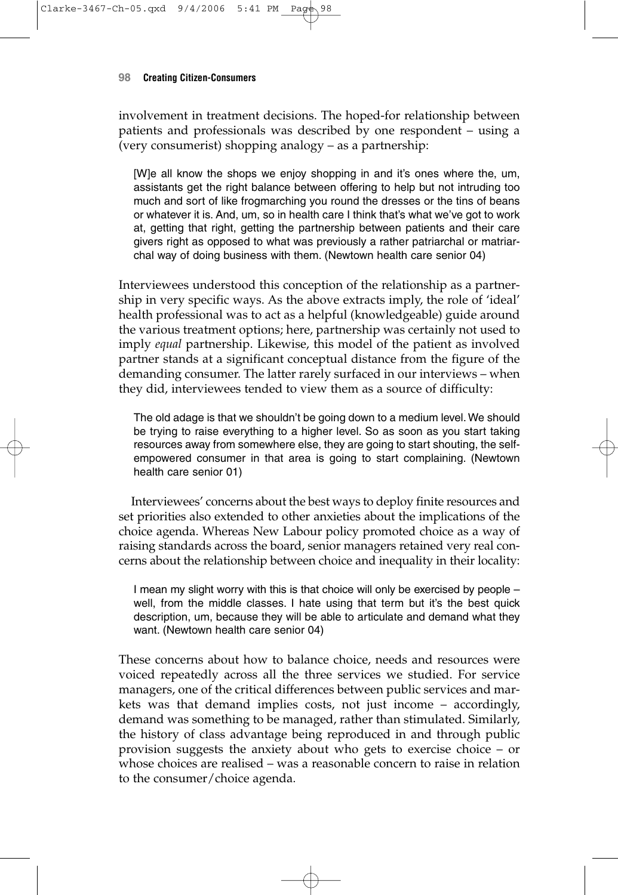involvement in treatment decisions. The hoped-for relationship between patients and professionals was described by one respondent – using a (very consumerist) shopping analogy – as a partnership:

> [W]e all know the shops we enjoy shopping in and it's ones where the, um, assistants get the right balance between offering to help but not intruding too much and sort of like frogmarching you round the dresses or the tins of beans or whatever it is. And, um, so in health care I think that's what we've got to work at, getting that right, getting the partnership between patients and their care givers right as opposed to what was previously a rather patriarchal or matriarchal way of doing business with them. (Newtown health care senior 04)

Interviewees understood this conception of the relationship as a partnership in very specific ways. As the above extracts imply, the role of 'ideal' health professional was to act as a helpful (knowledgeable) guide around the various treatment options; here, partnership was certainly not used to imply *equal* partnership. Likewise, this model of the patient as involved partner stands at a significant conceptual distance from the figure of the demanding consumer. The latter rarely surfaced in our interviews – when they did, interviewees tended to view them as a source of difficulty:

> The old adage is that we shouldn't be going down to a medium level. We should be trying to raise everything to a higher level. So as soon as you start taking resources away from somewhere else, they are going to start shouting, the self-empowered consumer in that area is going to start complaining. (Newtown health care senior 01)

Interviewees' concerns about the best ways to deploy finite resources and set priorities also extended to other anxieties about the implications of the choice agenda. Whereas New Labour policy promoted choice as a way of raising standards across the board, senior managers retained very real concerns about the relationship between choice and inequality in their locality:

> I mean my slight worry with this is that choice will only be exercised by people – well, from the middle classes. I hate using that term but it's the best quick description, um, because they will be able to articulate and demand what they want. (Newtown health care senior 04)

These concerns about how to balance choice, needs and resources were voiced repeatedly across all the three services we studied. For service managers, one of the critical differences between public services and markets was that demand implies costs, not just income – accordingly, demand was something to be managed, rather than stimulated. Similarly, the history of class advantage being reproduced in and through public provision suggests the anxiety about who gets to exercise choice – or whose choices are realised – was a reasonable concern to raise in relation to the consumer/choice agenda.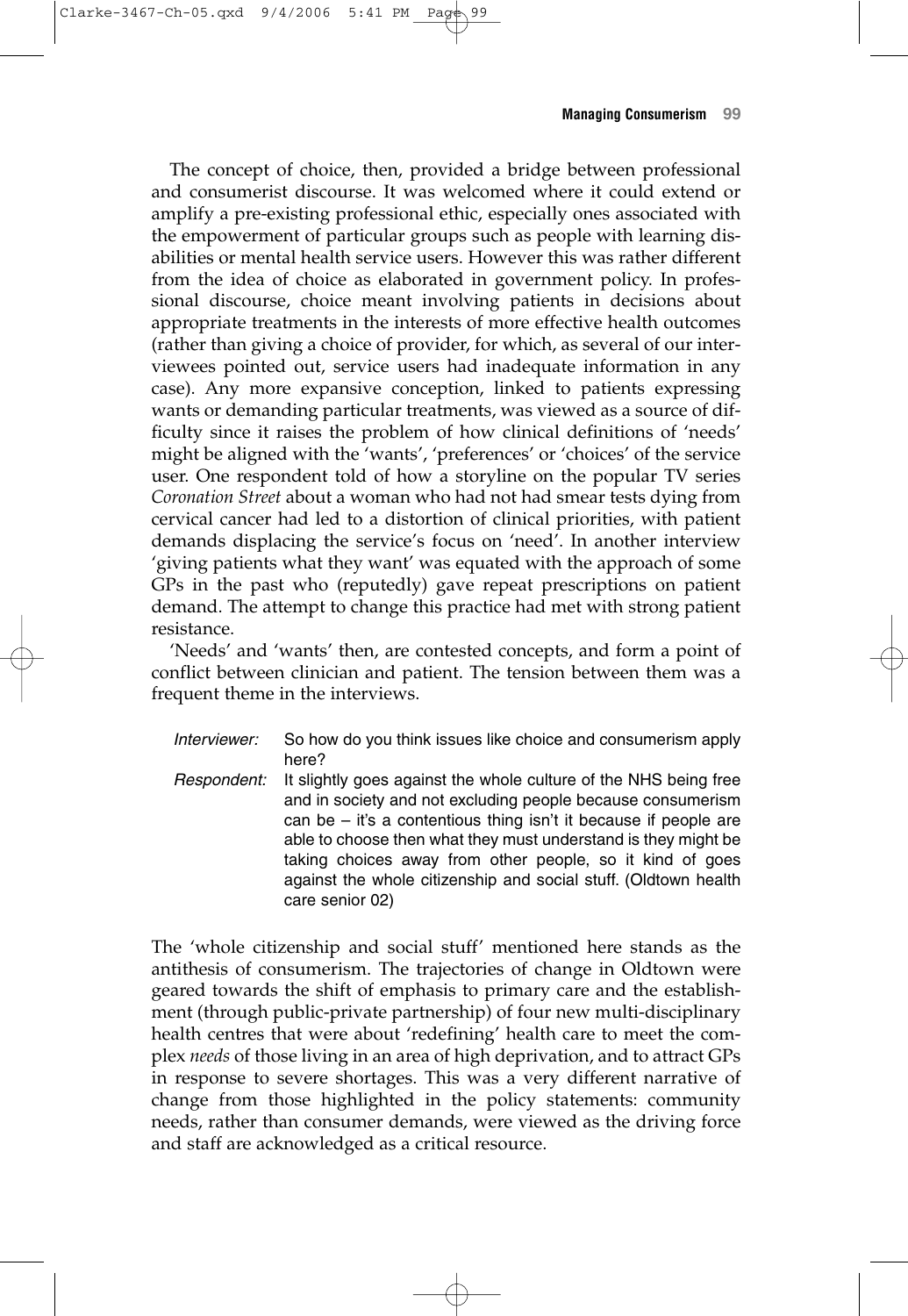The concept of choice, then, provided a bridge between professional and consumerist discourse. It was welcomed where it could extend or amplify a pre-existing professional ethic, especially ones associated with the empowerment of particular groups such as people with learning disabilities or mental health service users. However this was rather different from the idea of choice as elaborated in government policy. In professional discourse, choice meant involving patients in decisions about appropriate treatments in the interests of more effective health outcomes (rather than giving a choice of provider, for which, as several of our interviewees pointed out, service users had inadequate information in any case). Any more expansive conception, linked to patients expressing wants or demanding particular treatments, was viewed as a source of difficulty since it raises the problem of how clinical definitions of 'needs' might be aligned with the 'wants', 'preferences' or 'choices' of the service user. One respondent told of how a storyline on the popular TV series *Coronation Street* about a woman who had not had smear tests dying from cervical cancer had led to a distortion of clinical priorities, with patient demands displacing the service's focus on 'need'. In another interview 'giving patients what they want' was equated with the approach of some GPs in the past who (reputedly) gave repeat prescriptions on patient demand. The attempt to change this practice had met with strong patient resistance.

'Needs' and 'wants' then, are contested concepts, and form a point of conflict between clinician and patient. The tension between them was a frequent theme in the interviews.

> *Interviewer:* So how do you think issues like choice and consumerism apply here?
>
> *Respondent:* It slightly goes against the whole culture of the NHS being free and in society and not excluding people because consumerism can be – it's a contentious thing isn't it because if people are able to choose then what they must understand is they might be taking choices away from other people, so it kind of goes against the whole citizenship and social stuff. (Oldtown health care senior 02)

The 'whole citizenship and social stuff' mentioned here stands as the antithesis of consumerism. The trajectories of change in Oldtown were geared towards the shift of emphasis to primary care and the establishment (through public-private partnership) of four new multi-disciplinary health centres that were about 'redefining' health care to meet the complex *needs* of those living in an area of high deprivation, and to attract GPs in response to severe shortages. This was a very different narrative of change from those highlighted in the policy statements: community needs, rather than consumer demands, were viewed as the driving force and staff are acknowledged as a critical resource.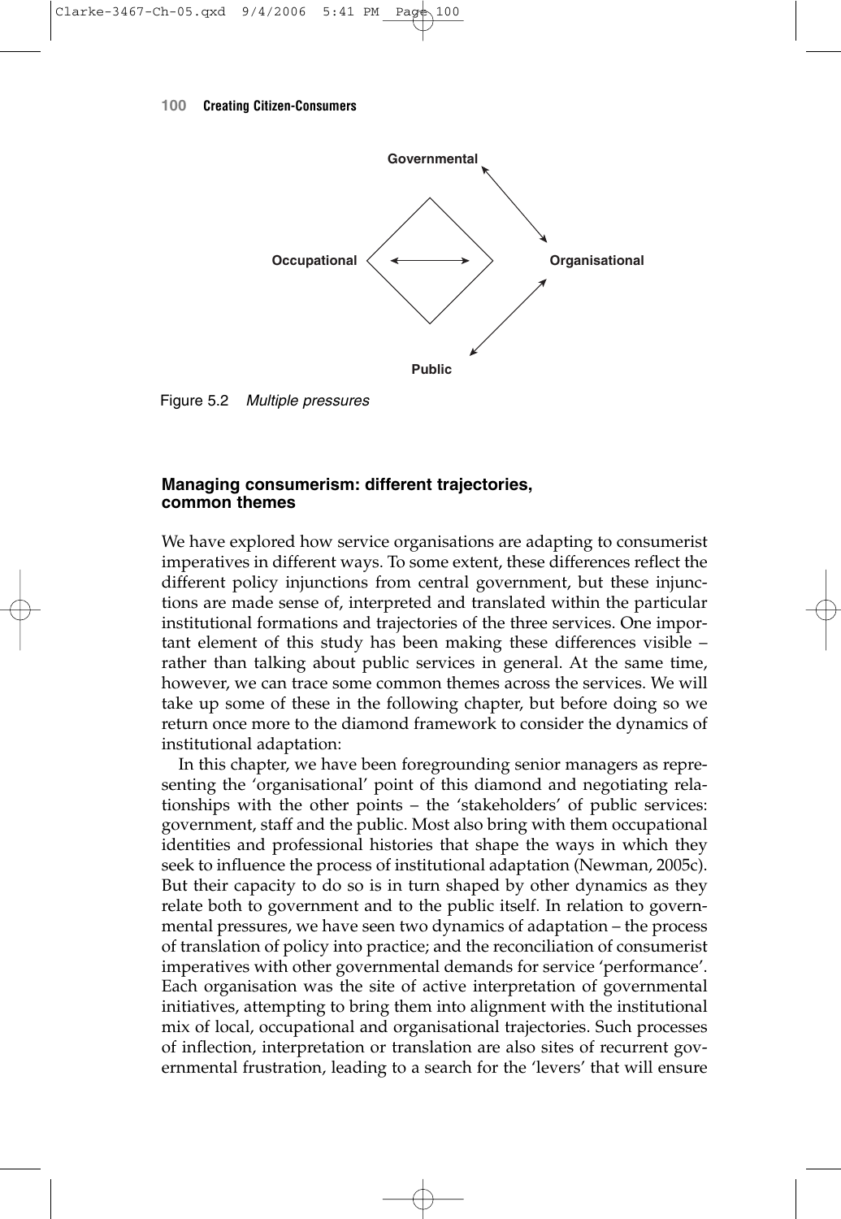Governmental

Occupational ⟷ Organisational

Public

Figure 5.2 *Multiple pressures*

### Managing consumerism: different trajectories, common themes

We have explored how service organisations are adapting to consumerist imperatives in different ways. To some extent, these differences reflect the different policy injunctions from central government, but these injunctions are made sense of, interpreted and translated within the particular institutional formations and trajectories of the three services. One important element of this study has been making these differences visible – rather than talking about public services in general. At the same time, however, we can trace some common themes across the services. We will take up some of these in the following chapter, but before doing so we return once more to the diamond framework to consider the dynamics of institutional adaptation:

In this chapter, we have been foregrounding senior managers as representing the 'organisational' point of this diamond and negotiating relationships with the other points – the 'stakeholders' of public services: government, staff and the public. Most also bring with them occupational identities and professional histories that shape the ways in which they seek to influence the process of institutional adaptation (Newman, 2005c). But their capacity to do so is in turn shaped by other dynamics as they relate both to government and to the public itself. In relation to governmental pressures, we have seen two dynamics of adaptation – the process of translation of policy into practice; and the reconciliation of consumerist imperatives with other governmental demands for service 'performance'. Each organisation was the site of active interpretation of governmental initiatives, attempting to bring them into alignment with the institutional mix of local, occupational and organisational trajectories. Such processes of inflection, interpretation or translation are also sites of recurrent governmental frustration, leading to a search for the 'levers' that will ensure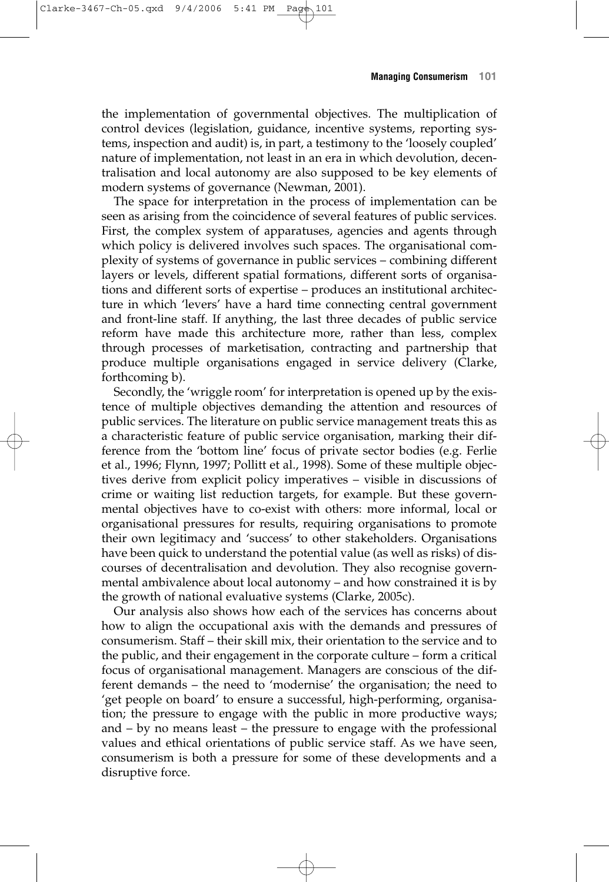the implementation of governmental objectives. The multiplication of control devices (legislation, guidance, incentive systems, reporting systems, inspection and audit) is, in part, a testimony to the 'loosely coupled' nature of implementation, not least in an era in which devolution, decentralisation and local autonomy are also supposed to be key elements of modern systems of governance (Newman, 2001).

The space for interpretation in the process of implementation can be seen as arising from the coincidence of several features of public services. First, the complex system of apparatuses, agencies and agents through which policy is delivered involves such spaces. The organisational complexity of systems of governance in public services – combining different layers or levels, different spatial formations, different sorts of organisations and different sorts of expertise – produces an institutional architecture in which 'levers' have a hard time connecting central government and front-line staff. If anything, the last three decades of public service reform have made this architecture more, rather than less, complex through processes of marketisation, contracting and partnership that produce multiple organisations engaged in service delivery (Clarke, forthcoming b).

Secondly, the 'wriggle room' for interpretation is opened up by the existence of multiple objectives demanding the attention and resources of public services. The literature on public service management treats this as a characteristic feature of public service organisation, marking their difference from the 'bottom line' focus of private sector bodies (e.g. Ferlie et al., 1996; Flynn, 1997; Pollitt et al., 1998). Some of these multiple objectives derive from explicit policy imperatives – visible in discussions of crime or waiting list reduction targets, for example. But these governmental objectives have to co-exist with others: more informal, local or organisational pressures for results, requiring organisations to promote their own legitimacy and 'success' to other stakeholders. Organisations have been quick to understand the potential value (as well as risks) of discourses of decentralisation and devolution. They also recognise governmental ambivalence about local autonomy – and how constrained it is by the growth of national evaluative systems (Clarke, 2005c).

Our analysis also shows how each of the services has concerns about how to align the occupational axis with the demands and pressures of consumerism. Staff – their skill mix, their orientation to the service and to the public, and their engagement in the corporate culture – form a critical focus of organisational management. Managers are conscious of the different demands – the need to 'modernise' the organisation; the need to 'get people on board' to ensure a successful, high-performing, organisation; the pressure to engage with the public in more productive ways; and – by no means least – the pressure to engage with the professional values and ethical orientations of public service staff. As we have seen, consumerism is both a pressure for some of these developments and a disruptive force.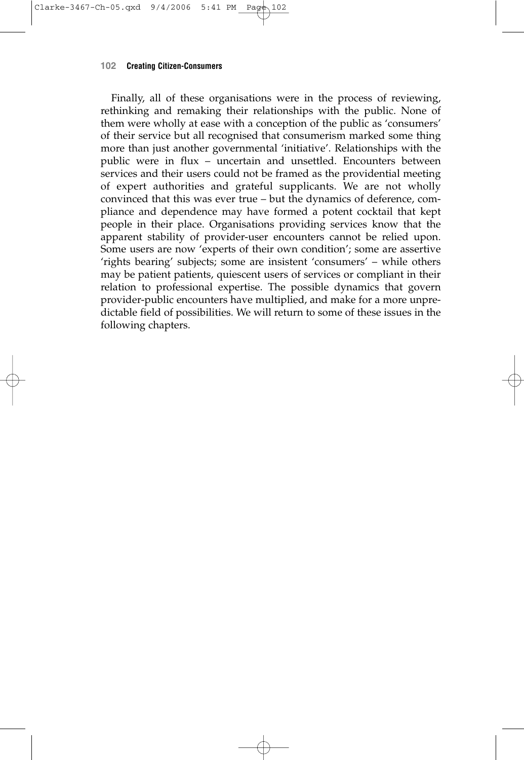Finally, all of these organisations were in the process of reviewing, rethinking and remaking their relationships with the public. None of them were wholly at ease with a conception of the public as 'consumers' of their service but all recognised that consumerism marked some thing more than just another governmental 'initiative'. Relationships with the public were in flux – uncertain and unsettled. Encounters between services and their users could not be framed as the providential meeting of expert authorities and grateful supplicants. We are not wholly convinced that this was ever true – but the dynamics of deference, compliance and dependence may have formed a potent cocktail that kept people in their place. Organisations providing services know that the apparent stability of provider-user encounters cannot be relied upon. Some users are now 'experts of their own condition'; some are assertive 'rights bearing' subjects; some are insistent 'consumers' – while others may be patient patients, quiescent users of services or compliant in their relation to professional expertise. The possible dynamics that govern provider-public encounters have multiplied, and make for a more unpredictable field of possibilities. We will return to some of these issues in the following chapters.